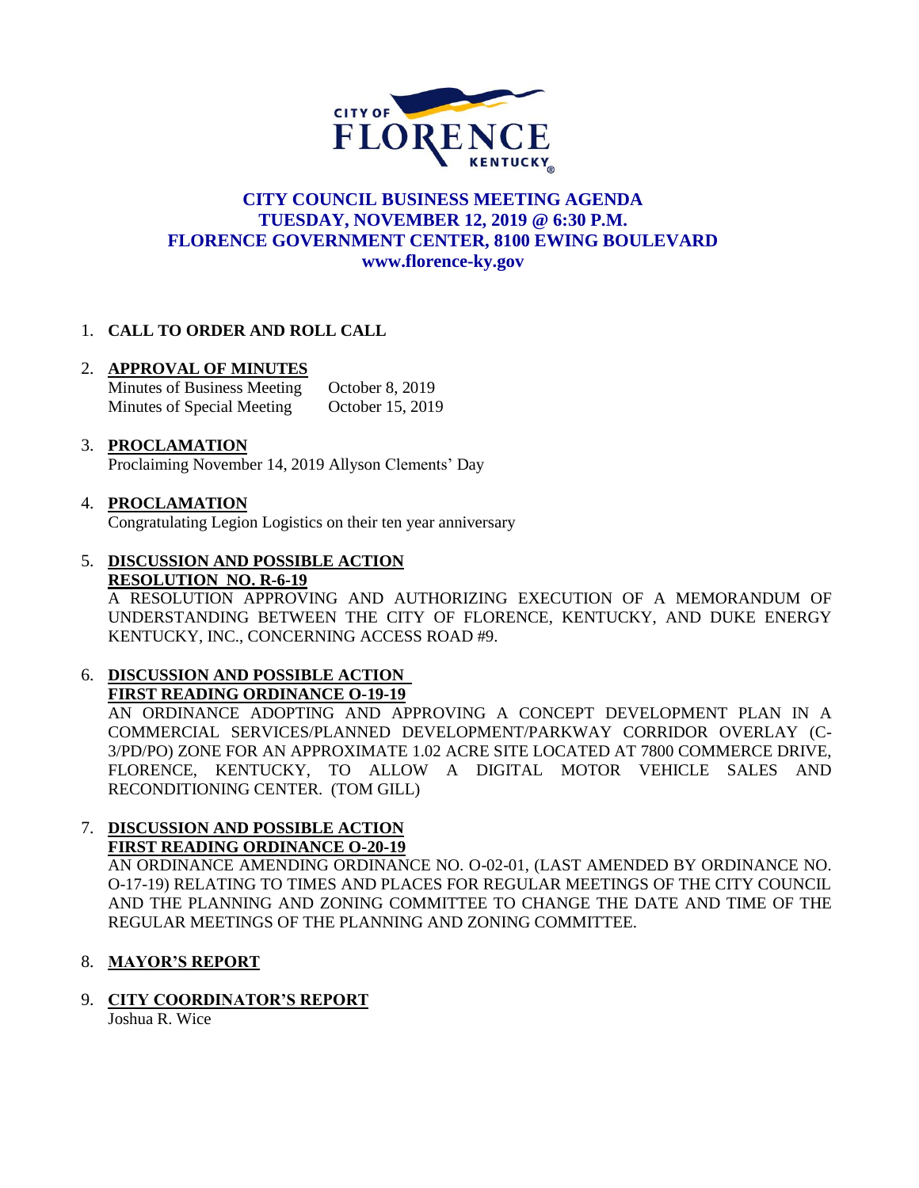CITY OF FLORENCE KENTUCKY

# CITY COUNCIL BUSINESS MEETING AGENDA
# TUESDAY, NOVEMBER 12, 2019 @ 6:30 P.M.
# FLORENCE GOVERNMENT CENTER, 8100 EWING BOULEVARD
# www.florence-ky.gov

1. **CALL TO ORDER AND ROLL CALL**

2. **APPROVAL OF MINUTES**
   Minutes of Business Meeting October 8, 2019
   Minutes of Special Meeting October 15, 2019

3. **PROCLAMATION**
   Proclaiming November 14, 2019 Allyson Clements' Day

4. **PROCLAMATION**
   Congratulating Legion Logistics on their ten year anniversary

5. **DISCUSSION AND POSSIBLE ACTION**
   **RESOLUTION NO. R-6-19**
   A RESOLUTION APPROVING AND AUTHORIZING EXECUTION OF A MEMORANDUM OF UNDERSTANDING BETWEEN THE CITY OF FLORENCE, KENTUCKY, AND DUKE ENERGY KENTUCKY, INC., CONCERNING ACCESS ROAD #9.

6. **DISCUSSION AND POSSIBLE ACTION**
   **FIRST READING ORDINANCE O-19-19**
   AN ORDINANCE ADOPTING AND APPROVING A CONCEPT DEVELOPMENT PLAN IN A COMMERCIAL SERVICES/PLANNED DEVELOPMENT/PARKWAY CORRIDOR OVERLAY (C-3/PD/PO) ZONE FOR AN APPROXIMATE 1.02 ACRE SITE LOCATED AT 7800 COMMERCE DRIVE, FLORENCE, KENTUCKY, TO ALLOW A DIGITAL MOTOR VEHICLE SALES AND RECONDITIONING CENTER. (TOM GILL)

7. **DISCUSSION AND POSSIBLE ACTION**
   **FIRST READING ORDINANCE O-20-19**
   AN ORDINANCE AMENDING ORDINANCE NO. O-02-01, (LAST AMENDED BY ORDINANCE NO. O-17-19) RELATING TO TIMES AND PLACES FOR REGULAR MEETINGS OF THE CITY COUNCIL AND THE PLANNING AND ZONING COMMITTEE TO CHANGE THE DATE AND TIME OF THE REGULAR MEETINGS OF THE PLANNING AND ZONING COMMITTEE.

8. **MAYOR'S REPORT**

9. **CITY COORDINATOR'S REPORT**
   Joshua R. Wice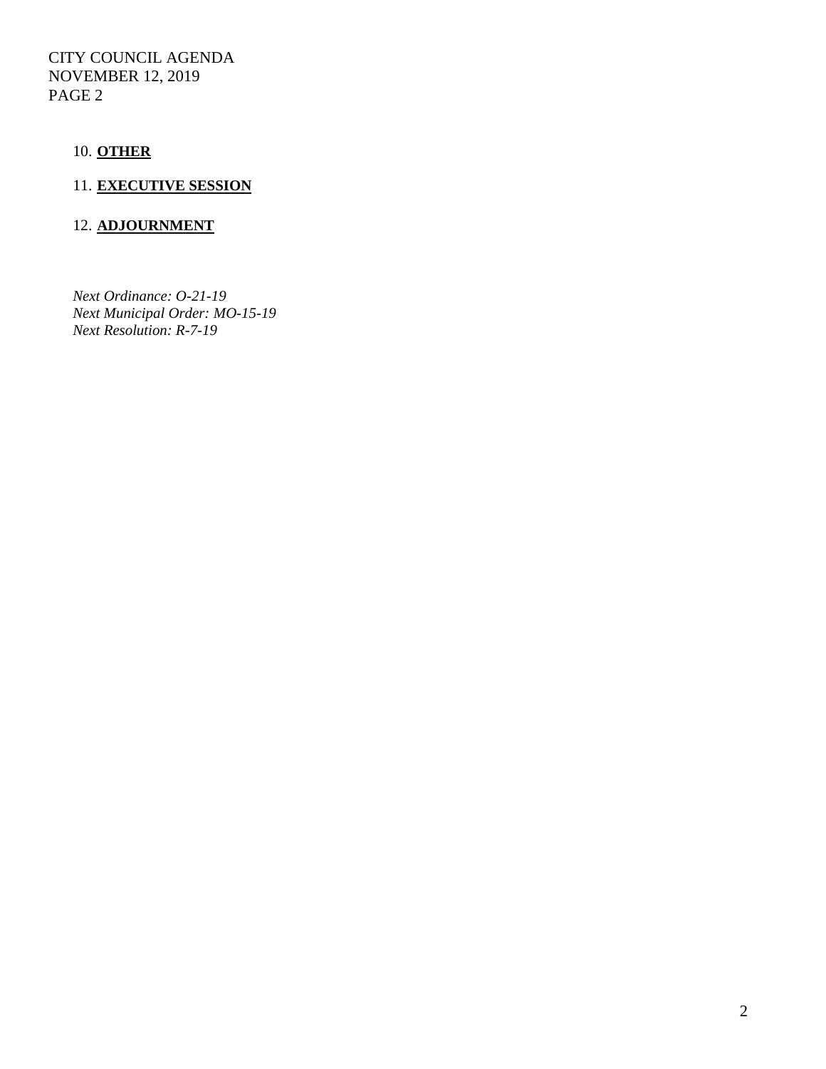10. **OTHER**

11. **EXECUTIVE SESSION**

12. **ADJOURNMENT**

*Next Ordinance: O-21-19*
*Next Municipal Order: MO-15-19*
*Next Resolution: R-7-19*